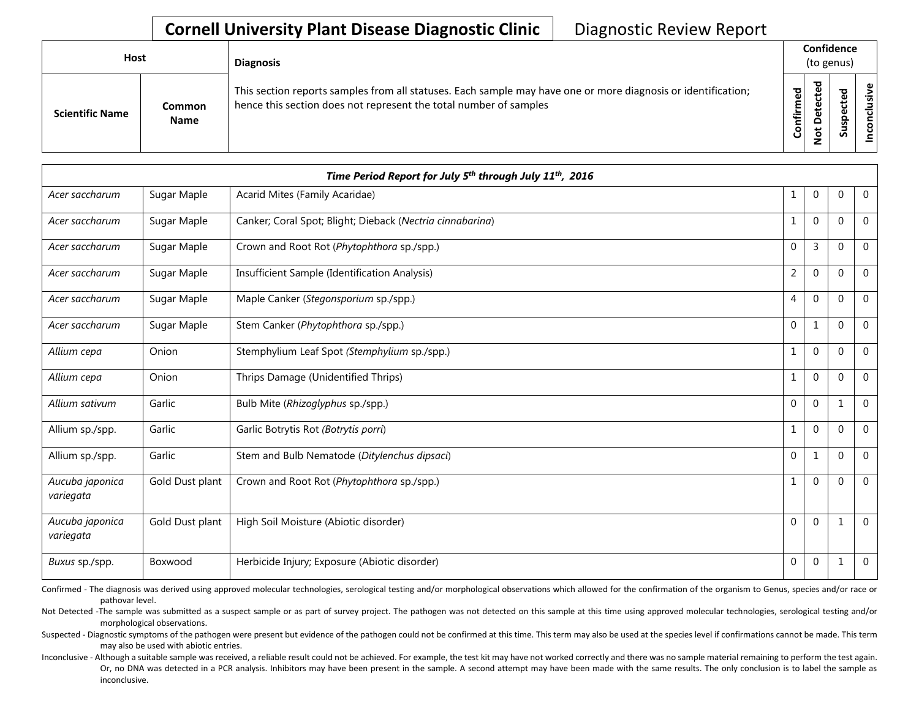**Cornell University Plant Disease Diagnostic Clinic** Diagnostic Review Report

| Host | | Diagnosis | Confidence (to genus) | | | |
|---|---|---|---|---|---|---|
| **Scientific Name** | **Common Name** | This section reports samples from all statuses. Each sample may have one or more diagnosis or identification; hence this section does not represent the total number of samples | **Confirmed** | **Not Detected** | **Suspected** | **Inconclusive** |
| ***Time Period Report for July 5th through July 11th, 2016*** | | | | | | |
| *Acer saccharum* | Sugar Maple | Acarid Mites (Family Acaridae) | 1 | 0 | 0 | 0 |
| *Acer saccharum* | Sugar Maple | Canker; Coral Spot; Blight; Dieback (*Nectria cinnabarina*) | 1 | 0 | 0 | 0 |
| *Acer saccharum* | Sugar Maple | Crown and Root Rot (*Phytophthora* sp./spp.) | 0 | 3 | 0 | 0 |
| *Acer saccharum* | Sugar Maple | Insufficient Sample (Identification Analysis) | 2 | 0 | 0 | 0 |
| *Acer saccharum* | Sugar Maple | Maple Canker (*Stegonsporium* sp./spp.) | 4 | 0 | 0 | 0 |
| *Acer saccharum* | Sugar Maple | Stem Canker (*Phytophthora* sp./spp.) | 0 | 1 | 0 | 0 |
| *Allium cepa* | Onion | Stemphylium Leaf Spot *(Stemphylium* sp./spp.) | 1 | 0 | 0 | 0 |
| *Allium cepa* | Onion | Thrips Damage (Unidentified Thrips) | 1 | 0 | 0 | 0 |
| *Allium sativum* | Garlic | Bulb Mite (*Rhizoglyphus* sp./spp.) | 0 | 0 | 1 | 0 |
| Allium sp./spp. | Garlic | Garlic Botrytis Rot *(Botrytis porri*) | 1 | 0 | 0 | 0 |
| Allium sp./spp. | Garlic | Stem and Bulb Nematode (*Ditylenchus dipsaci*) | 0 | 1 | 0 | 0 |
| *Aucuba japonica variegata* | Gold Dust plant | Crown and Root Rot (*Phytophthora* sp./spp.) | 1 | 0 | 0 | 0 |
| *Aucuba japonica variegata* | Gold Dust plant | High Soil Moisture (Abiotic disorder) | 0 | 0 | 1 | 0 |
| *Buxus* sp./spp. | Boxwood | Herbicide Injury; Exposure (Abiotic disorder) | 0 | 0 | 1 | 0 |

Confirmed - The diagnosis was derived using approved molecular technologies, serological testing and/or morphological observations which allowed for the confirmation of the organism to Genus, species and/or race or pathovar level.

Not Detected -The sample was submitted as a suspect sample or as part of survey project. The pathogen was not detected on this sample at this time using approved molecular technologies, serological testing and/or morphological observations.

Suspected - Diagnostic symptoms of the pathogen were present but evidence of the pathogen could not be confirmed at this time. This term may also be used at the species level if confirmations cannot be made. This term may also be used with abiotic entries.

Inconclusive - Although a suitable sample was received, a reliable result could not be achieved. For example, the test kit may have not worked correctly and there was no sample material remaining to perform the test again. Or, no DNA was detected in a PCR analysis. Inhibitors may have been present in the sample. A second attempt may have been made with the same results. The only conclusion is to label the sample as inconclusive.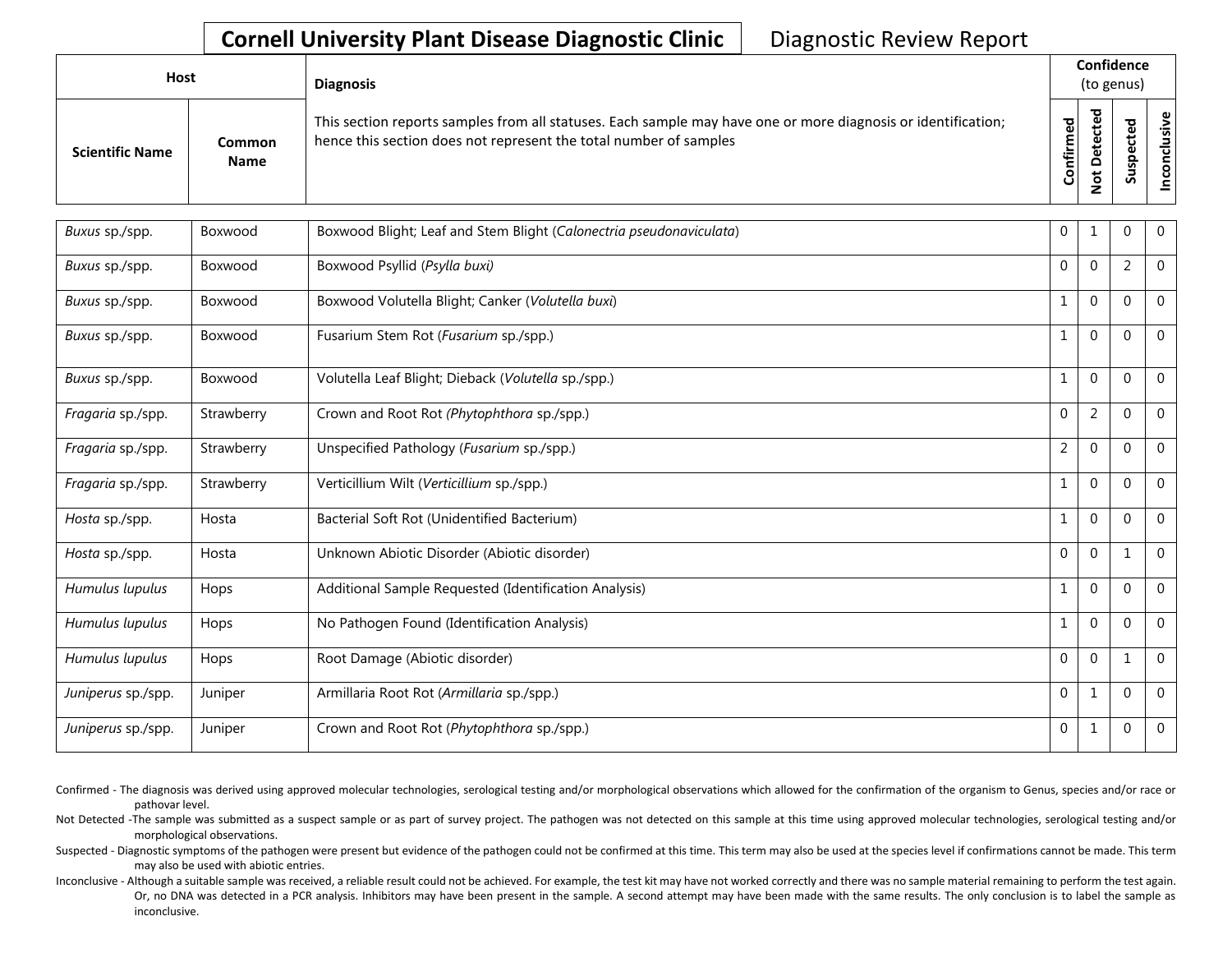# Cornell University Plant Disease Diagnostic Clinic

Diagnostic Review Report

| Host | | Diagnosis | Confidence (to genus) | | | |
|---|---|---|---|---|---|---|
| Scientific Name | Common Name | This section reports samples from all statuses. Each sample may have one or more diagnosis or identification; hence this section does not represent the total number of samples | Confirmed | Not Detected | Suspected | Inconclusive |
| *Buxus* sp./spp. | Boxwood | Boxwood Blight; Leaf and Stem Blight (*Calonectria pseudonaviculata*) | 0 | 1 | 0 | 0 |
| *Buxus* sp./spp. | Boxwood | Boxwood Psyllid (*Psylla buxi)* | 0 | 0 | 2 | 0 |
| *Buxus* sp./spp. | Boxwood | Boxwood Volutella Blight; Canker (*Volutella buxi*) | 1 | 0 | 0 | 0 |
| *Buxus* sp./spp. | Boxwood | Fusarium Stem Rot (*Fusarium* sp./spp.) | 1 | 0 | 0 | 0 |
| *Buxus* sp./spp. | Boxwood | Volutella Leaf Blight; Dieback (*Volutella* sp./spp.) | 1 | 0 | 0 | 0 |
| *Fragaria* sp./spp. | Strawberry | Crown and Root Rot *(Phytophthora* sp./spp.) | 0 | 2 | 0 | 0 |
| *Fragaria* sp./spp. | Strawberry | Unspecified Pathology (*Fusarium* sp./spp.) | 2 | 0 | 0 | 0 |
| *Fragaria* sp./spp. | Strawberry | Verticillium Wilt (*Verticillium* sp./spp.) | 1 | 0 | 0 | 0 |
| *Hosta* sp./spp. | Hosta | Bacterial Soft Rot (Unidentified Bacterium) | 1 | 0 | 0 | 0 |
| *Hosta* sp./spp. | Hosta | Unknown Abiotic Disorder (Abiotic disorder) | 0 | 0 | 1 | 0 |
| *Humulus lupulus* | Hops | Additional Sample Requested (Identification Analysis) | 1 | 0 | 0 | 0 |
| *Humulus lupulus* | Hops | No Pathogen Found (Identification Analysis) | 1 | 0 | 0 | 0 |
| *Humulus lupulus* | Hops | Root Damage (Abiotic disorder) | 0 | 0 | 1 | 0 |
| *Juniperus* sp./spp. | Juniper | Armillaria Root Rot (*Armillaria* sp./spp.) | 0 | 1 | 0 | 0 |
| *Juniperus* sp./spp. | Juniper | Crown and Root Rot (*Phytophthora* sp./spp.) | 0 | 1 | 0 | 0 |

Confirmed - The diagnosis was derived using approved molecular technologies, serological testing and/or morphological observations which allowed for the confirmation of the organism to Genus, species and/or race or pathovar level.

Not Detected -The sample was submitted as a suspect sample or as part of survey project. The pathogen was not detected on this sample at this time using approved molecular technologies, serological testing and/or morphological observations.

Suspected - Diagnostic symptoms of the pathogen were present but evidence of the pathogen could not be confirmed at this time. This term may also be used at the species level if confirmations cannot be made. This term may also be used with abiotic entries.

Inconclusive - Although a suitable sample was received, a reliable result could not be achieved. For example, the test kit may have not worked correctly and there was no sample material remaining to perform the test again. Or, no DNA was detected in a PCR analysis. Inhibitors may have been present in the sample. A second attempt may have been made with the same results. The only conclusion is to label the sample as inconclusive.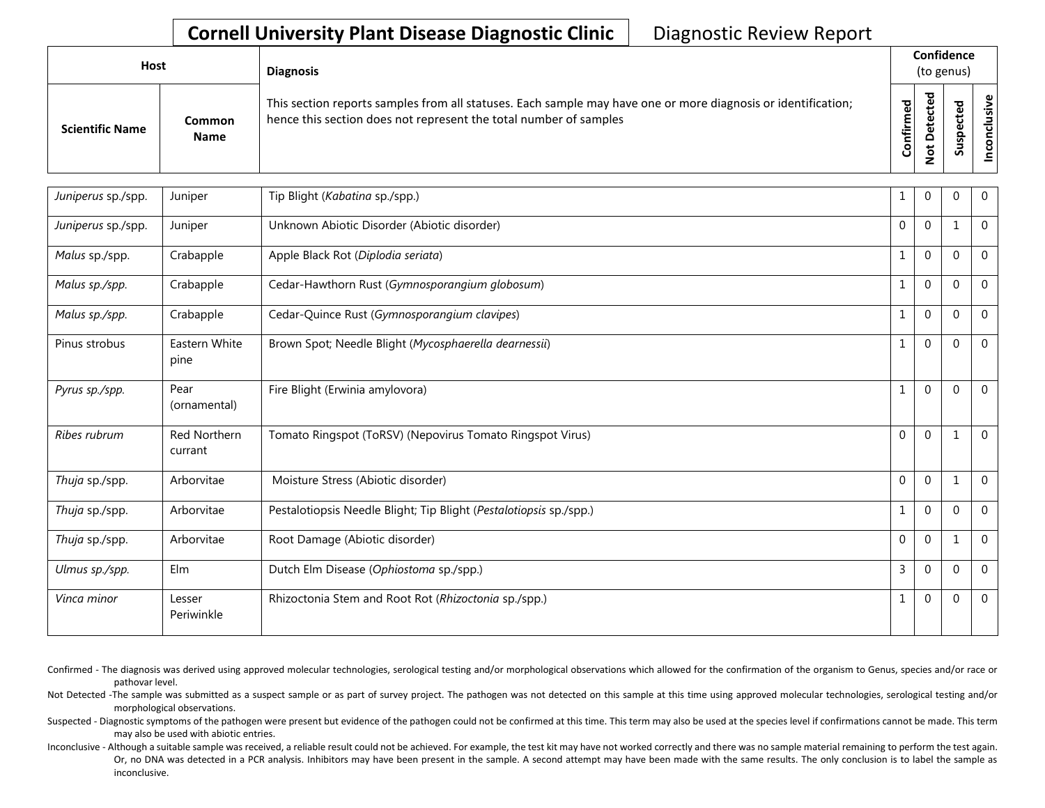**Cornell University Plant Disease Diagnostic Clinic** Diagnostic Review Report

| Host | | Diagnosis | Confidence (to genus) | | | |
|---|---|---|---|---|---|---|
| Scientific Name | Common Name | This section reports samples from all statuses. Each sample may have one or more diagnosis or identification; hence this section does not represent the total number of samples | Confirmed | Not Detected | Suspected | Inconclusive |
| *Juniperus* sp./spp. | Juniper | Tip Blight (*Kabatina* sp./spp.) | 1 | 0 | 0 | 0 |
| *Juniperus* sp./spp. | Juniper | Unknown Abiotic Disorder (Abiotic disorder) | 0 | 0 | 1 | 0 |
| *Malus* sp./spp. | Crabapple | Apple Black Rot (*Diplodia seriata*) | 1 | 0 | 0 | 0 |
| *Malus sp./spp.* | Crabapple | Cedar-Hawthorn Rust (*Gymnosporangium globosum*) | 1 | 0 | 0 | 0 |
| *Malus sp./spp.* | Crabapple | Cedar-Quince Rust (*Gymnosporangium clavipes*) | 1 | 0 | 0 | 0 |
| Pinus strobus | Eastern White pine | Brown Spot; Needle Blight (*Mycosphaerella dearnessii*) | 1 | 0 | 0 | 0 |
| *Pyrus sp./spp.* | Pear (ornamental) | Fire Blight (Erwinia amylovora) | 1 | 0 | 0 | 0 |
| *Ribes rubrum* | Red Northern currant | Tomato Ringspot (ToRSV) (Nepovirus Tomato Ringspot Virus) | 0 | 0 | 1 | 0 |
| *Thuja* sp./spp. | Arborvitae | Moisture Stress (Abiotic disorder) | 0 | 0 | 1 | 0 |
| *Thuja* sp./spp. | Arborvitae | Pestalotiopsis Needle Blight; Tip Blight (*Pestalotiopsis* sp./spp.) | 1 | 0 | 0 | 0 |
| *Thuja* sp./spp. | Arborvitae | Root Damage (Abiotic disorder) | 0 | 0 | 1 | 0 |
| *Ulmus sp./spp.* | Elm | Dutch Elm Disease (*Ophiostoma* sp./spp.) | 3 | 0 | 0 | 0 |
| *Vinca minor* | Lesser Periwinkle | Rhizoctonia Stem and Root Rot (*Rhizoctonia* sp./spp.) | 1 | 0 | 0 | 0 |

Confirmed - The diagnosis was derived using approved molecular technologies, serological testing and/or morphological observations which allowed for the confirmation of the organism to Genus, species and/or race or pathovar level.

Not Detected -The sample was submitted as a suspect sample or as part of survey project. The pathogen was not detected on this sample at this time using approved molecular technologies, serological testing and/or morphological observations.

Suspected - Diagnostic symptoms of the pathogen were present but evidence of the pathogen could not be confirmed at this time. This term may also be used at the species level if confirmations cannot be made. This term may also be used with abiotic entries.

Inconclusive - Although a suitable sample was received, a reliable result could not be achieved. For example, the test kit may have not worked correctly and there was no sample material remaining to perform the test again. Or, no DNA was detected in a PCR analysis. Inhibitors may have been present in the sample. A second attempt may have been made with the same results. The only conclusion is to label the sample as inconclusive.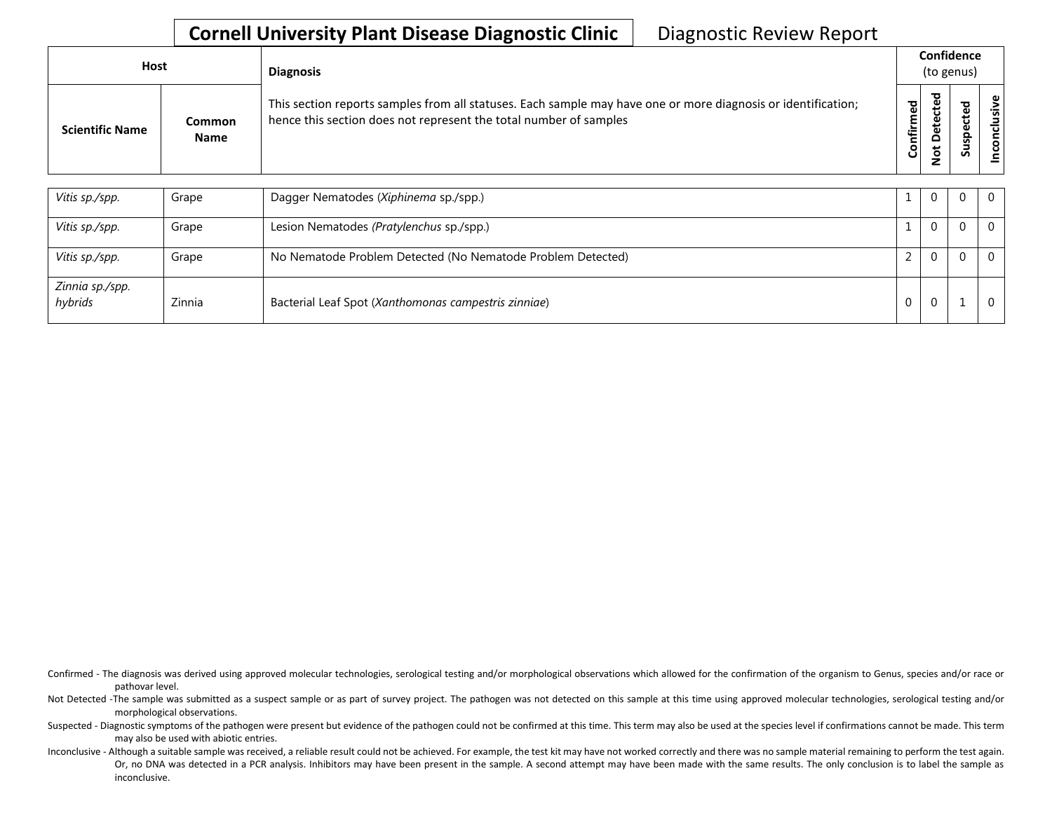# Cornell University Plant Disease Diagnostic Clinic

Diagnostic Review Report

| Host | | Diagnosis | Confidence (to genus) | | | |
|---|---|---|---|---|---|---|
| **Scientific Name** | **Common Name** | This section reports samples from all statuses. Each sample may have one or more diagnosis or identification; hence this section does not represent the total number of samples | **Confirmed** | **Not Detected** | **Suspected** | **Inconclusive** |
| *Vitis sp./spp.* | Grape | Dagger Nematodes (*Xiphinema* sp./spp.) | 1 | 0 | 0 | 0 |
| *Vitis sp./spp.* | Grape | Lesion Nematodes *(Pratylenchus* sp./spp.) | 1 | 0 | 0 | 0 |
| *Vitis sp./spp.* | Grape | No Nematode Problem Detected (No Nematode Problem Detected) | 2 | 0 | 0 | 0 |
| *Zinnia sp./spp. hybrids* | Zinnia | Bacterial Leaf Spot (*Xanthomonas campestris zinniae*) | 0 | 0 | 1 | 0 |

Confirmed - The diagnosis was derived using approved molecular technologies, serological testing and/or morphological observations which allowed for the confirmation of the organism to Genus, species and/or race or pathovar level.

Not Detected -The sample was submitted as a suspect sample or as part of survey project. The pathogen was not detected on this sample at this time using approved molecular technologies, serological testing and/or morphological observations.

Suspected - Diagnostic symptoms of the pathogen were present but evidence of the pathogen could not be confirmed at this time. This term may also be used at the species level if confirmations cannot be made. This term may also be used with abiotic entries.

Inconclusive - Although a suitable sample was received, a reliable result could not be achieved. For example, the test kit may have not worked correctly and there was no sample material remaining to perform the test again. Or, no DNA was detected in a PCR analysis. Inhibitors may have been present in the sample. A second attempt may have been made with the same results. The only conclusion is to label the sample as inconclusive.